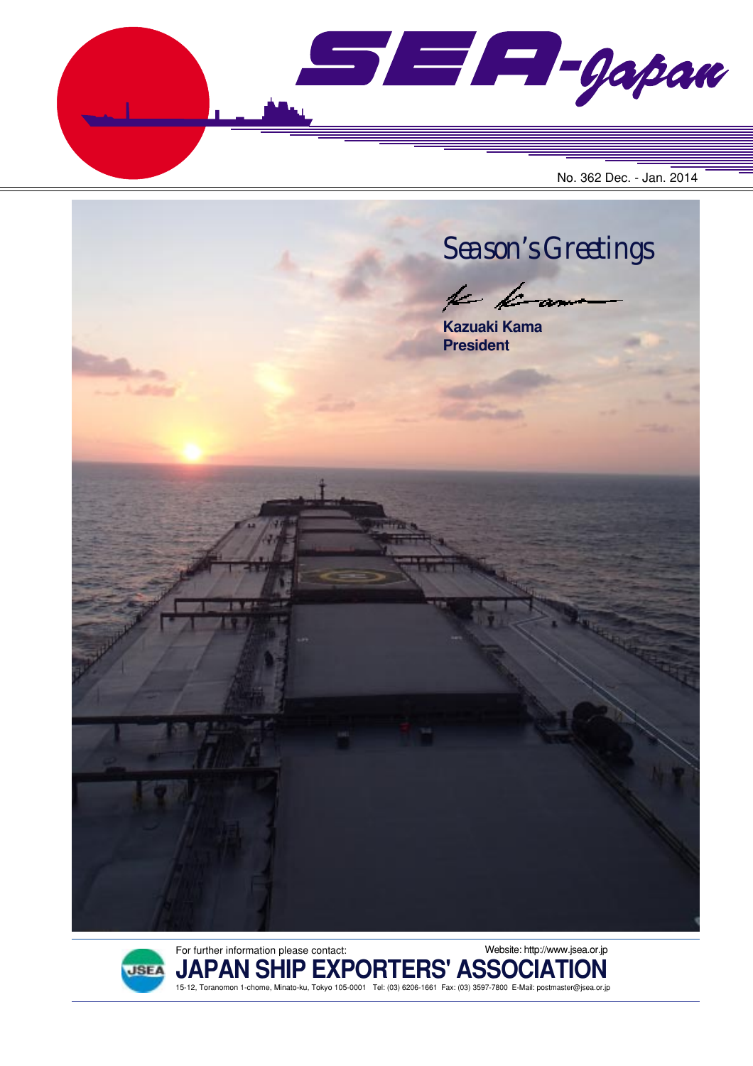# SEA-Japan

No. 362 Dec. - Jan. 2014

## Season's Greetings

**Kazuaki Kama**
**President**

For further information please contact:

Website: http://www.jsea.or.jp

**JAPAN SHIP EXPORTERS' ASSOCIATION**

15-12, Toranomon 1-chome, Minato-ku, Tokyo 105-0001 Tel: (03) 6206-1661 Fax: (03) 3597-7800 E-Mail: postmaster@jsea.or.jp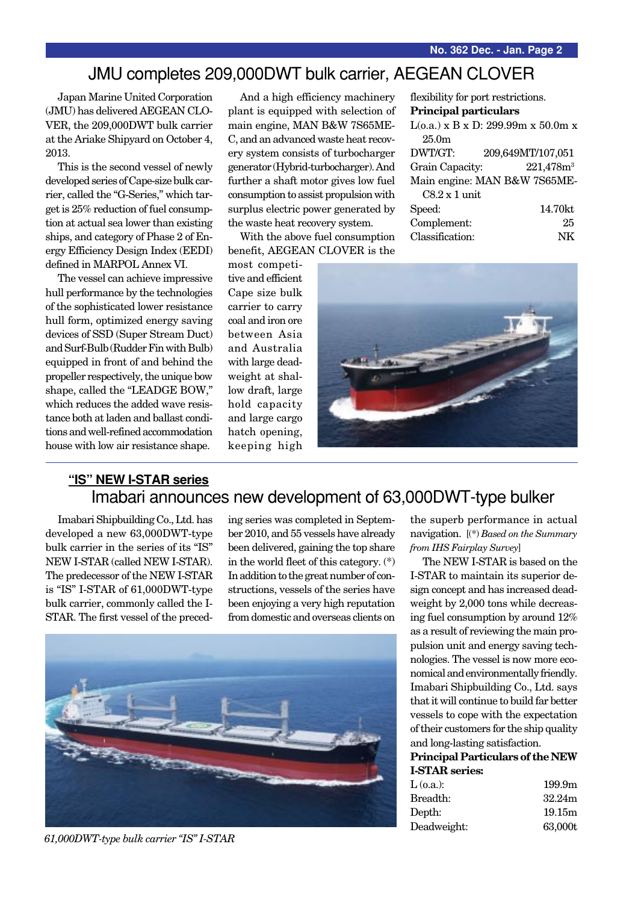# JMU completes 209,000DWT bulk carrier, AEGEAN CLOVER

Japan Marine United Corporation (JMU) has delivered AEGEAN CLOVER, the 209,000DWT bulk carrier at the Ariake Shipyard on October 4, 2013.

This is the second vessel of newly developed series of Cape-size bulk carrier, called the "G-Series," which target is 25% reduction of fuel consumption at actual sea lower than existing ships, and category of Phase 2 of Energy Efficiency Design Index (EEDI) defined in MARPOL Annex VI.

The vessel can achieve impressive hull performance by the technologies of the sophisticated lower resistance hull form, optimized energy saving devices of SSD (Super Stream Duct) and Surf-Bulb (Rudder Fin with Bulb) equipped in front of and behind the propeller respectively, the unique bow shape, called the "LEADGE BOW," which reduces the added wave resistance both at laden and ballast conditions and well-refined accommodation house with low air resistance shape.

And a high efficiency machinery plant is equipped with selection of main engine, MAN B&W 7S65ME-C, and an advanced waste heat recovery system consists of turbocharger generator (Hybrid-turbocharger). And further a shaft motor gives low fuel consumption to assist propulsion with surplus electric power generated by the waste heat recovery system.

With the above fuel consumption benefit, AEGEAN CLOVER is the most competitive and efficient Cape size bulk carrier to carry coal and iron ore between Asia and Australia with large deadweight at shallow draft, large hold capacity and large cargo hatch opening, keeping high flexibility for port restrictions.

**Principal particulars**

L(o.a.) x B x D: 299.99m x 50.0m x 25.0m

| | |
|---|---|
| DWT/GT: | 209,649MT/107,051 |
| Grain Capacity: | 221,478m³ |
| Main engine: | MAN B&W 7S65ME-C8.2 x 1 unit |
| Speed: | 14.70kt |
| Complement: | 25 |
| Classification: | NK |

**"IS" NEW I-STAR series**

# Imabari announces new development of 63,000DWT-type bulker

Imabari Shipbuilding Co., Ltd. has developed a new 63,000DWT-type bulk carrier in the series of its "IS" NEW I-STAR (called NEW I-STAR). The predecessor of the NEW I-STAR is "IS" I-STAR of 61,000DWT-type bulk carrier, commonly called the I-STAR. The first vessel of the preceding series was completed in September 2010, and 55 vessels have already been delivered, gaining the top share in the world fleet of this category. (*) In addition to the great number of constructions, vessels of the series have been enjoying a very high reputation from domestic and overseas clients on the superb performance in actual navigation. [(*) *Based on the Summary from IHS Fairplay Survey*]

*61,000DWT-type bulk carrier "IS" I-STAR*

The NEW I-STAR is based on the I-STAR to maintain its superior design concept and has increased deadweight by 2,000 tons while decreasing fuel consumption by around 12% as a result of reviewing the main propulsion unit and energy saving technologies. The vessel is now more economical and environmentally friendly. Imabari Shipbuilding Co., Ltd. says that it will continue to build far better vessels to cope with the expectation of their customers for the ship quality and long-lasting satisfaction.

**Principal Particulars of the NEW I-STAR series:**

| | |
|---|---|
| L (o.a.): | 199.9m |
| Breadth: | 32.24m |
| Depth: | 19.15m |
| Deadweight: | 63,000t |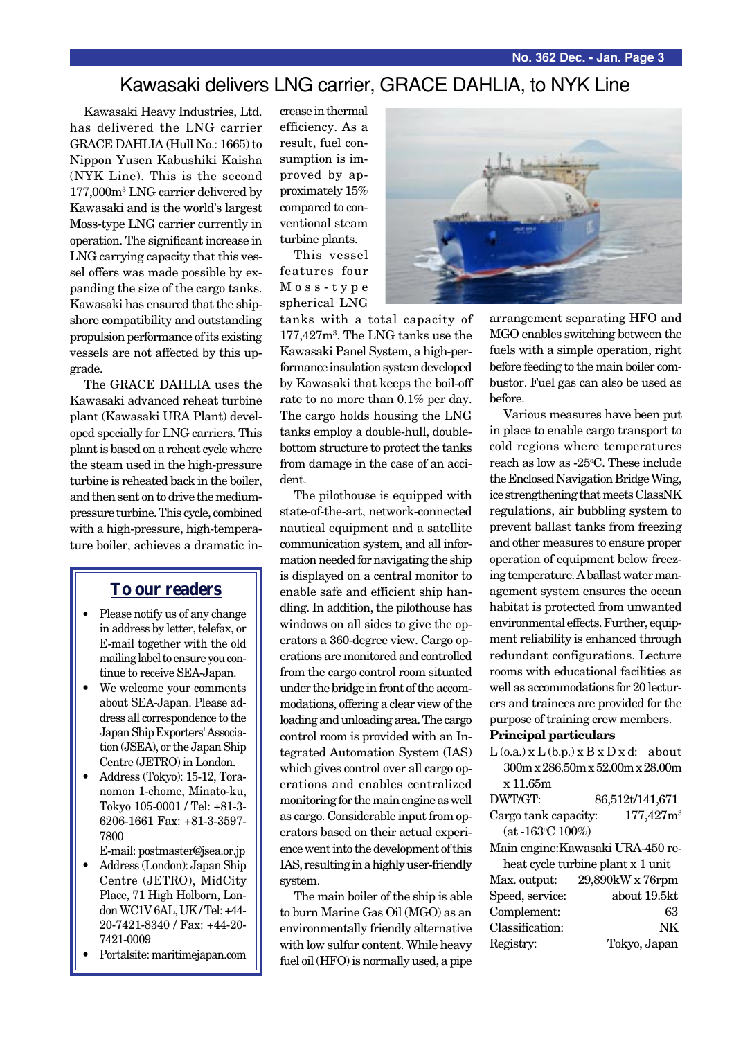# Kawasaki delivers LNG carrier, GRACE DAHLIA, to NYK Line

Kawasaki Heavy Industries, Ltd. has delivered the LNG carrier GRACE DAHLIA (Hull No.: 1665) to Nippon Yusen Kabushiki Kaisha (NYK Line). This is the second 177,000m³ LNG carrier delivered by Kawasaki and is the world's largest Moss-type LNG carrier currently in operation. The significant increase in LNG carrying capacity that this vessel offers was made possible by expanding the size of the cargo tanks. Kawasaki has ensured that the ship-shore compatibility and outstanding propulsion performance of its existing vessels are not affected by this upgrade.

The GRACE DAHLIA uses the Kawasaki advanced reheat turbine plant (Kawasaki URA Plant) developed specially for LNG carriers. This plant is based on a reheat cycle where the steam used in the high-pressure turbine is reheated back in the boiler, and then sent on to drive the medium-pressure turbine. This cycle, combined with a high-pressure, high-temperature boiler, achieves a dramatic increase in thermal efficiency. As a result, fuel consumption is improved by approximately 15% compared to conventional steam turbine plants.

This vessel features four Moss-type spherical LNG tanks with a total capacity of 177,427m³. The LNG tanks use the Kawasaki Panel System, a high-performance insulation system developed by Kawasaki that keeps the boil-off rate to no more than 0.1% per day. The cargo holds housing the LNG tanks employ a double-hull, double-bottom structure to protect the tanks from damage in the case of an accident.

The pilothouse is equipped with state-of-the-art, network-connected nautical equipment and a satellite communication system, and all information needed for navigating the ship is displayed on a central monitor to enable safe and efficient ship handling. In addition, the pilothouse has windows on all sides to give the operators a 360-degree view. Cargo operations are monitored and controlled from the cargo control room situated under the bridge in front of the accommodations, offering a clear view of the loading and unloading area. The cargo control room is provided with an Integrated Automation System (IAS) which gives control over all cargo operations and enables centralized monitoring for the main engine as well as cargo. Considerable input from operators based on their actual experience went into the development of this IAS, resulting in a highly user-friendly system.

The main boiler of the ship is able to burn Marine Gas Oil (MGO) as an environmentally friendly alternative with low sulfur content. While heavy fuel oil (HFO) is normally used, a pipe arrangement separating HFO and MGO enables switching between the fuels with a simple operation, right before feeding to the main boiler combustor. Fuel gas can also be used as before.

Various measures have been put in place to enable cargo transport to cold regions where temperatures reach as low as -25°C. These include the Enclosed Navigation Bridge Wing, ice strengthening that meets ClassNK regulations, air bubbling system to prevent ballast tanks from freezing and other measures to ensure proper operation of equipment below freezing temperature. A ballast water management system ensures the ocean habitat is protected from unwanted environmental effects. Further, equipment reliability is enhanced through redundant configurations. Lecture rooms with educational facilities as well as accommodations for 20 lecturers and trainees are provided for the purpose of training crew members.

**Principal particulars**

L (o.a.) x L (b.p.) x B x D x d: about 300m x 286.50m x 52.00m x 28.00m x 11.65m
DWT/GT: 86,512t/141,671
Cargo tank capacity: 177,427m³ (at -163°C 100%)
Main engine: Kawasaki URA-450 reheat cycle turbine plant x 1 unit
Max. output: 29,890kW x 76rpm
Speed, service: about 19.5kt
Complement: 63
Classification: NK
Registry: Tokyo, Japan

## To our readers

- Please notify us of any change in address by letter, telefax, or E-mail together with the old mailing label to ensure you continue to receive SEA-Japan.
- We welcome your comments about SEA-Japan. Please address all correspondence to the Japan Ship Exporters' Association (JSEA), or the Japan Ship Centre (JETRO) in London.
- Address (Tokyo): 15-12, Toranomon 1-chome, Minato-ku, Tokyo 105-0001 / Tel: +81-3-6206-1661 Fax: +81-3-3597-7800
  E-mail: postmaster@jsea.or.jp
- Address (London): Japan Ship Centre (JETRO), MidCity Place, 71 High Holborn, London WC1V 6AL, UK / Tel: +44-20-7421-8340 / Fax: +44-20-7421-0009
- Portalsite: maritimejapan.com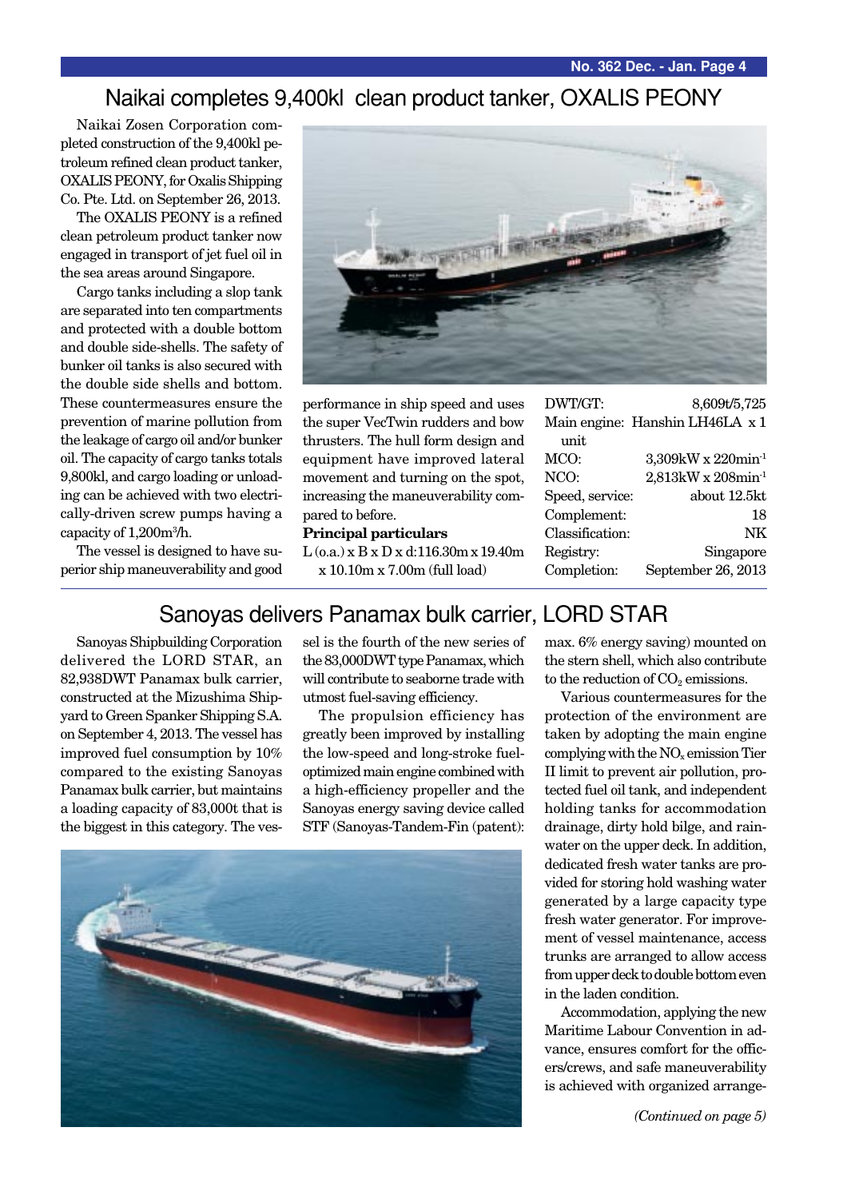## Naikai completes 9,400kl clean product tanker, OXALIS PEONY

Naikai Zosen Corporation completed construction of the 9,400kl petroleum refined clean product tanker, OXALIS PEONY, for Oxalis Shipping Co. Pte. Ltd. on September 26, 2013.

The OXALIS PEONY is a refined clean petroleum product tanker now engaged in transport of jet fuel oil in the sea areas around Singapore.

Cargo tanks including a slop tank are separated into ten compartments and protected with a double bottom and double side-shells. The safety of bunker oil tanks is also secured with the double side shells and bottom. These countermeasures ensure the prevention of marine pollution from the leakage of cargo oil and/or bunker oil. The capacity of cargo tanks totals 9,800kl, and cargo loading or unloading can be achieved with two electrically-driven screw pumps having a capacity of 1,200m$^3$/h.

The vessel is designed to have superior ship maneuverability and good performance in ship speed and uses the super VecTwin rudders and bow thrusters. The hull form design and equipment have improved lateral movement and turning on the spot, increasing the maneuverability compared to before.

**Principal particulars**

L (o.a.) x B x D x d: 116.30m x 19.40m x 10.10m x 7.00m (full load)

| | |
|---|---|
| DWT/GT: | 8,609t/5,725 |
| Main engine: | Hanshin LH46LA x 1 unit |
| MCO: | 3,309kW x 220min$^{-1}$ |
| NCO: | 2,813kW x 208min$^{-1}$ |
| Speed, service: | about 12.5kt |
| Complement: | 18 |
| Classification: | NK |
| Registry: | Singapore |
| Completion: | September 26, 2013 |

## Sanoyas delivers Panamax bulk carrier, LORD STAR

Sanoyas Shipbuilding Corporation delivered the LORD STAR, an 82,938DWT Panamax bulk carrier, constructed at the Mizushima Shipyard to Green Spanker Shipping S.A. on September 4, 2013. The vessel has improved fuel consumption by 10% compared to the existing Sanoyas Panamax bulk carrier, but maintains a loading capacity of 83,000t that is the biggest in this category. The vessel is the fourth of the new series of the 83,000DWT type Panamax, which will contribute to seaborne trade with utmost fuel-saving efficiency.

The propulsion efficiency has greatly been improved by installing the low-speed and long-stroke fuel-optimized main engine combined with a high-efficiency propeller and the Sanoyas energy saving device called STF (Sanoyas-Tandem-Fin (patent): max. 6% energy saving) mounted on the stern shell, which also contribute to the reduction of $CO_2$ emissions.

Various countermeasures for the protection of the environment are taken by adopting the main engine complying with the $NO_x$ emission Tier II limit to prevent air pollution, protected fuel oil tank, and independent holding tanks for accommodation drainage, dirty hold bilge, and rainwater on the upper deck. In addition, dedicated fresh water tanks are provided for storing hold washing water generated by a large capacity type fresh water generator. For improvement of vessel maintenance, access trunks are arranged to allow access from upper deck to double bottom even in the laden condition.

Accommodation, applying the new Maritime Labour Convention in advance, ensures comfort for the officers/crews, and safe maneuverability is achieved with organized arrange-

*(Continued on page 5)*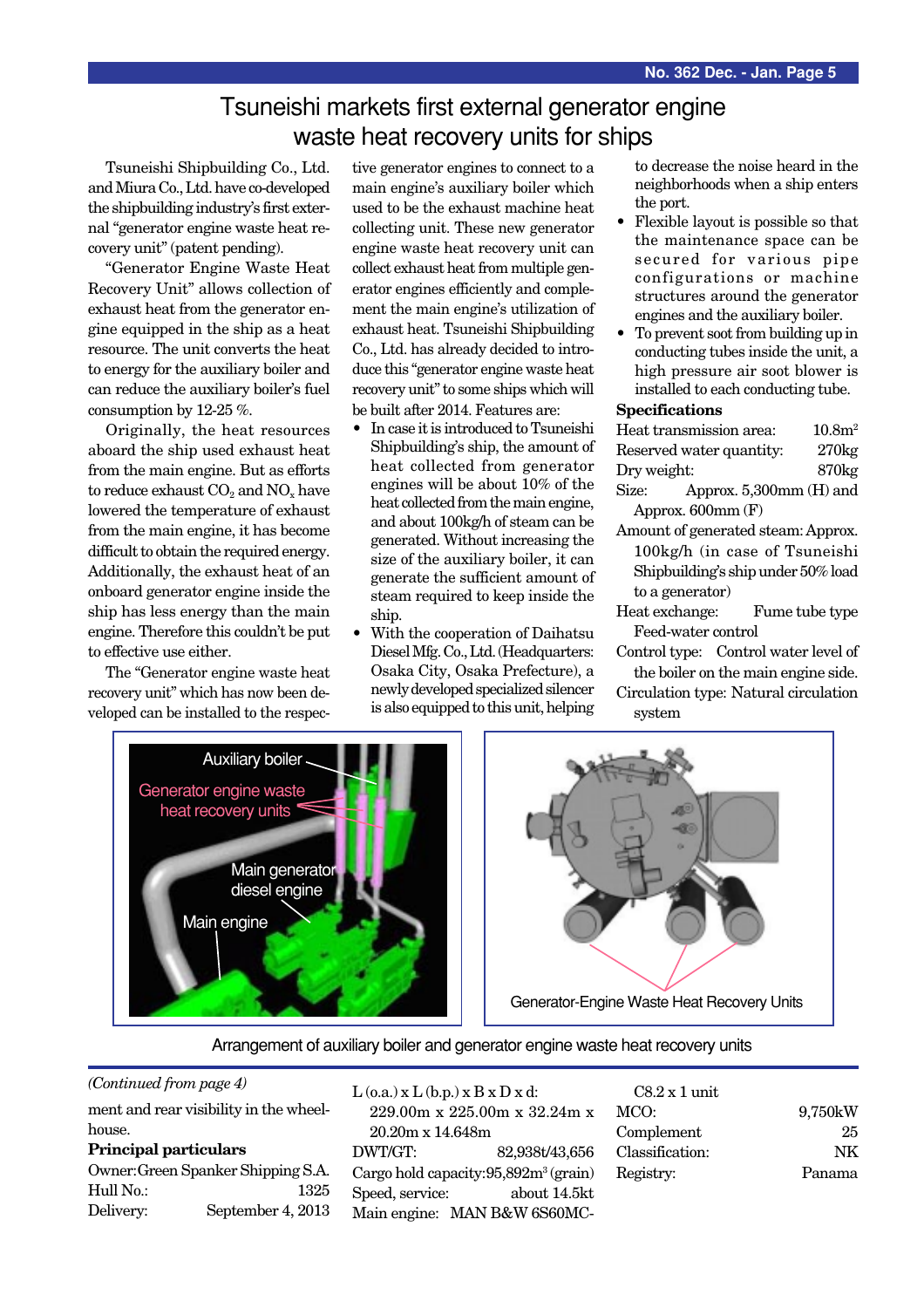# Tsuneishi markets first external generator engine waste heat recovery units for ships

Tsuneishi Shipbuilding Co., Ltd. and Miura Co., Ltd. have co-developed the shipbuilding industry's first external "generator engine waste heat recovery unit" (patent pending).

"Generator Engine Waste Heat Recovery Unit" allows collection of exhaust heat from the generator engine equipped in the ship as a heat resource. The unit converts the heat to energy for the auxiliary boiler and can reduce the auxiliary boiler's fuel consumption by 12-25 %.

Originally, the heat resources aboard the ship used exhaust heat from the main engine. But as efforts to reduce exhaust $CO_2$ and $NO_x$ have lowered the temperature of exhaust from the main engine, it has become difficult to obtain the required energy. Additionally, the exhaust heat of an onboard generator engine inside the ship has less energy than the main engine. Therefore this couldn't be put to effective use either.

The "Generator engine waste heat recovery unit" which has now been developed can be installed to the respective generator engines to connect to a main engine's auxiliary boiler which used to be the exhaust machine heat collecting unit. These new generator engine waste heat recovery unit can collect exhaust heat from multiple generator engines efficiently and complement the main engine's utilization of exhaust heat. Tsuneishi Shipbuilding Co., Ltd. has already decided to introduce this "generator engine waste heat recovery unit" to some ships which will be built after 2014. Features are:

- In case it is introduced to Tsuneishi Shipbuilding's ship, the amount of heat collected from generator engines will be about 10% of the heat collected from the main engine, and about 100kg/h of steam can be generated. Without increasing the size of the auxiliary boiler, it can generate the sufficient amount of steam required to keep inside the ship.
- With the cooperation of Daihatsu Diesel Mfg. Co., Ltd. (Headquarters: Osaka City, Osaka Prefecture), a newly developed specialized silencer is also equipped to this unit, helping to decrease the noise heard in the neighborhoods when a ship enters the port.
- Flexible layout is possible so that the maintenance space can be secured for various pipe configurations or machine structures around the generator engines and the auxiliary boiler.
- To prevent soot from building up in conducting tubes inside the unit, a high pressure air soot blower is installed to each conducting tube.

**Specifications**

Heat transmission area: 10.8m$^2$
Reserved water quantity: 270kg
Dry weight: 870kg
Size: Approx. 5,300mm (H) and Approx. 600mm (F)
Amount of generated steam: Approx. 100kg/h (in case of Tsuneishi Shipbuilding's ship under 50% load to a generator)
Heat exchange: Fume tube type
Feed-water control
Control type: Control water level of the boiler on the main engine side.
Circulation type: Natural circulation system

Auxiliary boiler
Generator engine waste heat recovery units
Main generator diesel engine
Main engine

Generator-Engine Waste Heat Recovery Units

Arrangement of auxiliary boiler and generator engine waste heat recovery units

---

*(Continued from page 4)*

ment and rear visibility in the wheelhouse.

**Principal particulars**

Owner: Green Spanker Shipping S.A.
Hull No.: 1325
Delivery: September 4, 2013
L (o.a.) x L (b.p.) x B x D x d: 229.00m x 225.00m x 32.24m x 20.20m x 14.648m
DWT/GT: 82,938t/43,656
Cargo hold capacity: 95,892m$^3$ (grain)
Speed, service: about 14.5kt
Main engine: MAN B&W 6S60MC-C8.2 x 1 unit
MCO: 9,750kW
Complement: 25
Classification: NK
Registry: Panama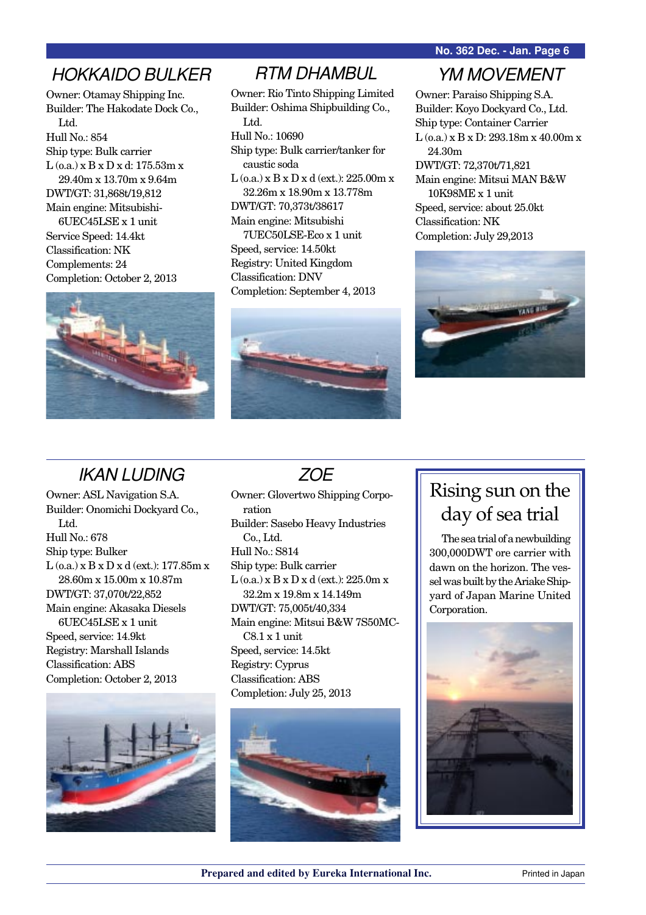## HOKKAIDO BULKER

Owner: Otamay Shipping Inc.
Builder: The Hakodate Dock Co., Ltd.
Hull No.: 854
Ship type: Bulk carrier
L (o.a.) x B x D x d: 175.53m x 29.40m x 13.70m x 9.64m
DWT/GT: 31,868t/19,812
Main engine: Mitsubishi-6UEC45LSE x 1 unit
Service Speed: 14.4kt
Classification: NK
Complements: 24
Completion: October 2, 2013

## RTM DHAMBUL

Owner: Rio Tinto Shipping Limited
Builder: Oshima Shipbuilding Co., Ltd.
Hull No.: 10690
Ship type: Bulk carrier/tanker for caustic soda
L (o.a.) x B x D x d (ext.): 225.00m x 32.26m x 18.90m x 13.778m
DWT/GT: 70,373t/38617
Main engine: Mitsubishi 7UEC50LSE-Eco x 1 unit
Speed, service: 14.50kt
Registry: United Kingdom
Classification: DNV
Completion: September 4, 2013

## YM MOVEMENT

Owner: Paraiso Shipping S.A.
Builder: Koyo Dockyard Co., Ltd.
Ship type: Container Carrier
L (o.a.) x B x D: 293.18m x 40.00m x 24.30m
DWT/GT: 72,370t/71,821
Main engine: Mitsui MAN B&W 10K98ME x 1 unit
Speed, service: about 25.0kt
Classification: NK
Completion: July 29,2013

## IKAN LUDING

Owner: ASL Navigation S.A.
Builder: Onomichi Dockyard Co., Ltd.
Hull No.: 678
Ship type: Bulker
L (o.a.) x B x D x d (ext.): 177.85m x 28.60m x 15.00m x 10.87m
DWT/GT: 37,070t/22,852
Main engine: Akasaka Diesels 6UEC45LSE x 1 unit
Speed, service: 14.9kt
Registry: Marshall Islands
Classification: ABS
Completion: October 2, 2013

## ZOE

Owner: Glovertwo Shipping Corporation
Builder: Sasebo Heavy Industries Co., Ltd.
Hull No.: S814
Ship type: Bulk carrier
L (o.a.) x B x D x d (ext.): 225.0m x 32.2m x 19.8m x 14.149m
DWT/GT: 75,005t/40,334
Main engine: Mitsui B&W 7S50MC-C8.1 x 1 unit
Speed, service: 14.5kt
Registry: Cyprus
Classification: ABS
Completion: July 25, 2013

## Rising sun on the day of sea trial

The sea trial of a newbuilding 300,000DWT ore carrier with dawn on the horizon. The vessel was built by the Ariake Shipyard of Japan Marine United Corporation.

**Prepared and edited by Eureka International Inc.** Printed in Japan